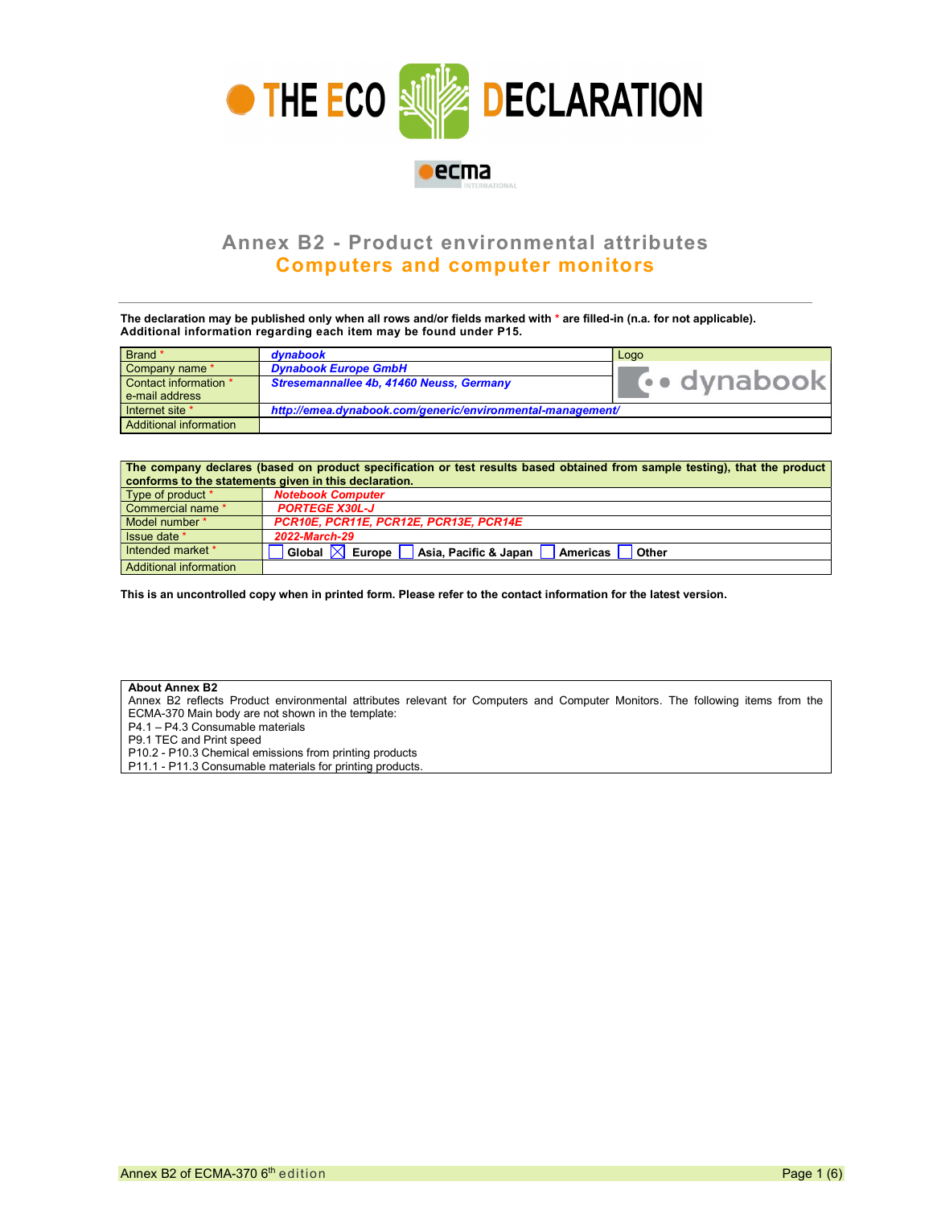# THE ECO DECLARATION

ecma INTERNATIONAL

## Annex B2 - Product environmental attributes
## Computers and computer monitors

**The declaration may be published only when all rows and/or fields marked with * are filled-in (n.a. for not applicable). Additional information regarding each item may be found under P15.**

| Brand * | *dynabook* | Logo |
|---|---|---|
| Company name * | *Dynabook Europe GmbH* | dynabook |
| Contact information * e-mail address | *Stresemannallee 4b, 41460 Neuss, Germany* | |
| Internet site * | *http://emea.dynabook.com/generic/environmental-management/* | |
| Additional information | | |

| The company declares (based on product specification or test results based obtained from sample testing), that the product conforms to the statements given in this declaration. | |
|---|---|
| Type of product * | *Notebook Computer* |
| Commercial name * | *PORTEGE X30L-J* |
| Model number * | *PCR10E, PCR11E, PCR12E, PCR13E, PCR14E* |
| Issue date * | *2022-March-29* |
| Intended market * | ☐ Global ☒ Europe ☐ Asia, Pacific & Japan ☐ Americas ☐ Other |
| Additional information | |

**This is an uncontrolled copy when in printed form. Please refer to the contact information for the latest version.**

**About Annex B2**
Annex B2 reflects Product environmental attributes relevant for Computers and Computer Monitors. The following items from the ECMA-370 Main body are not shown in the template:
P4.1 – P4.3 Consumable materials
P9.1 TEC and Print speed
P10.2 - P10.3 Chemical emissions from printing products
P11.1 - P11.3 Consumable materials for printing products.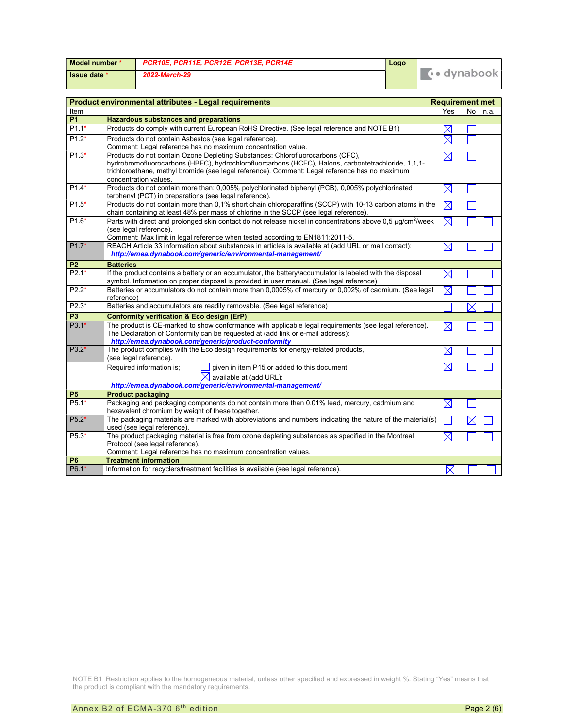| Model number * | PCR10E, PCR11E, PCR12E, PCR13E, PCR14E | Logo | dynabook |
|---|---|---|---|
| Issue date * | 2022-March-29 | | |

| Product environmental attributes - Legal requirements | | Requirement met | | |
|---|---|---|---|---|
| Item | | Yes | No | n.a. |
| **P1** | **Hazardous substances and preparations** | | | |
| P1.1* | Products do comply with current European RoHS Directive. (See legal reference and NOTE B1) | ☒ | ☐ | |
| P1.2* | Products do not contain Asbestos (see legal reference).<br>Comment: Legal reference has no maximum concentration value. | ☒ | ☐ | |
| P1.3* | Products do not contain Ozone Depleting Substances: Chlorofluorocarbons (CFC), hydrobromofluorocarbons (HBFC), hydrochlorofluorcarbons (HCFC), Halons, carbontetrachloride, 1,1,1-trichloroethane, methyl bromide (see legal reference). Comment: Legal reference has no maximum concentration values. | ☒ | ☐ | |
| P1.4* | Products do not contain more than; 0,005% polychlorinated biphenyl (PCB), 0,005% polychlorinated terphenyl (PCT) in preparations (see legal reference). | ☒ | ☐ | |
| P1.5* | Products do not contain more than 0,1% short chain chloroparaffins (SCCP) with 10-13 carbon atoms in the chain containing at least 48% per mass of chlorine in the SCCP (see legal reference). | ☒ | ☐ | |
| P1.6* | Parts with direct and prolonged skin contact do not release nickel in concentrations above 0,5 $\mu g/cm^2$/week (see legal reference).<br>Comment: Max limit in legal reference when tested according to EN1811:2011-5. | ☒ | ☐ | ☐ |
| P1.7* | REACH Article 33 information about substances in articles is available at (add URL or mail contact):<br>*http://emea.dynabook.com/generic/environmental-management/* | ☒ | ☐ | ☐ |
| **P2** | **Batteries** | | | |
| P2.1* | If the product contains a battery or an accumulator, the battery/accumulator is labeled with the disposal symbol. Information on proper disposal is provided in user manual. (See legal reference) | ☒ | ☐ | ☐ |
| P2.2* | Batteries or accumulators do not contain more than 0,0005% of mercury or 0,002% of cadmium. (See legal reference) | ☒ | ☐ | ☐ |
| P2.3* | Batteries and accumulators are readily removable. (See legal reference) | ☐ | ☒ | ☐ |
| **P3** | **Conformity verification & Eco design (ErP)** | | | |
| P3.1* | The product is CE-marked to show conformance with applicable legal requirements (see legal reference).<br>The Declaration of Conformity can be requested at (add link or e-mail address):<br>*http://emea.dynabook.com/generic/product-conformity* | ☒ | ☐ | ☐ |
| P3.2* | The product complies with the Eco design requirements for energy-related products, (see legal reference). | ☒ | ☐ | ☐ |
| | Required information is; ☐ given in item P15 or added to this document,<br>☒ available at (add URL):<br>*http://emea.dynabook.com/generic/environmental-management/* | ☒ | ☐ | ☐ |
| **P5** | **Product packaging** | | | |
| P5.1* | Packaging and packaging components do not contain more than 0,01% lead, mercury, cadmium and hexavalent chromium by weight of these together. | ☒ | ☐ | |
| P5.2* | The packaging materials are marked with abbreviations and numbers indicating the nature of the material(s) used (see legal reference). | ☐ | ☒ | ☐ |
| P5.3* | The product packaging material is free from ozone depleting substances as specified in the Montreal Protocol (see legal reference).<br>Comment: Legal reference has no maximum concentration values. | ☒ | ☐ | ☐ |
| **P6** | **Treatment information** | | | |
| P6.1* | Information for recyclers/treatment facilities is available (see legal reference). | ☒ | ☐ | ☐ |

NOTE B1 Restriction applies to the homogeneous material, unless other specified and expressed in weight %. Stating "Yes" means that the product is compliant with the mandatory requirements.

Annex B2 of ECMA-370 6th edition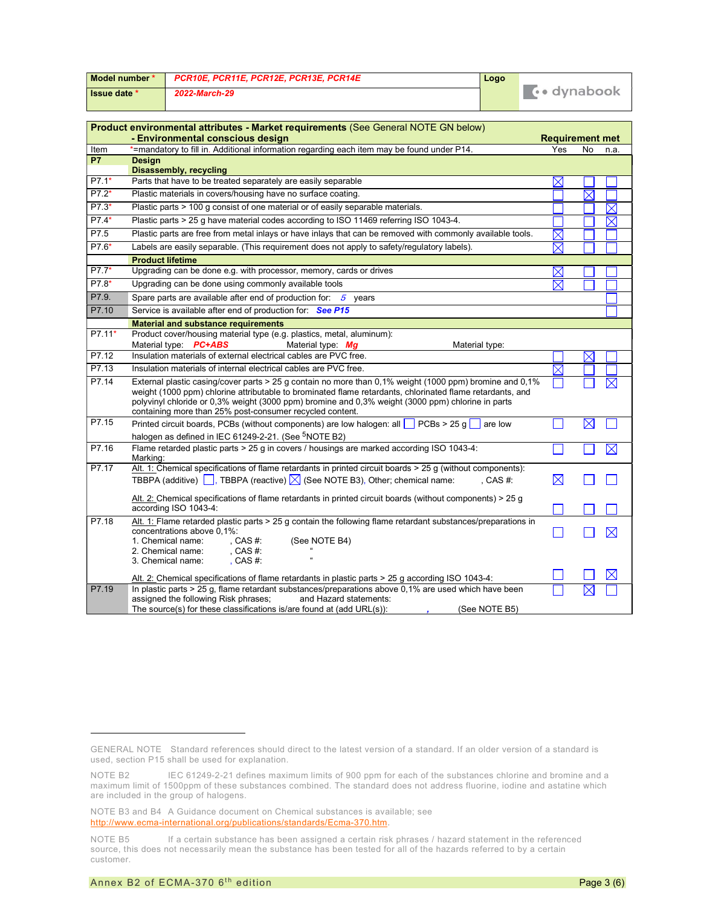| Model number * | PCR10E, PCR11E, PCR12E, PCR13E, PCR14E | Logo |
|---|---|---|
| Issue date * | 2022-March-29 | dynabook |

| Product environmental attributes - Market requirements (See General NOTE GN below) - Environmental conscious design | | Requirement met | | |
|---|---|---|---|---|
| Item | *=mandatory to fill in. Additional information regarding each item may be found under P14. | Yes | No | n.a. |
| **P7** | **Design** **Disassembly, recycling** | | | |
| P7.1* | Parts that have to be treated separately are easily separable | ☒ | ☐ | ☐ |
| P7.2* | Plastic materials in covers/housing have no surface coating. | ☐ | ☒ | ☐ |
| P7.3* | Plastic parts > 100 g consist of one material or of easily separable materials. | ☐ | ☐ | ☒ |
| P7.4* | Plastic parts > 25 g have material codes according to ISO 11469 referring ISO 1043-4. | ☐ | ☐ | ☒ |
| P7.5 | Plastic parts are free from metal inlays or have inlays that can be removed with commonly available tools. | ☒ | ☐ | ☐ |
| P7.6* | Labels are easily separable. (This requirement does not apply to safety/regulatory labels). | ☒ | ☐ | ☐ |
| | **Product lifetime** | | | |
| P7.7* | Upgrading can be done e.g. with processor, memory, cards or drives | ☒ | ☐ | ☐ |
| P7.8* | Upgrading can be done using commonly available tools | ☒ | ☐ | ☐ |
| P7.9. | Spare parts are available after end of production for: 5 years | | | ☐ |
| P7.10 | Service is available after end of production for: See P15 | | | ☐ |
| | **Material and substance requirements** | | | |
| P7.11* | Product cover/housing material type (e.g. plastics, metal, aluminum): Material type: PC+ABS Material type: Mg Material type: | | | |
| P7.12 | Insulation materials of external electrical cables are PVC free. | ☐ | ☒ | ☐ |
| P7.13 | Insulation materials of internal electrical cables are PVC free. | ☒ | ☐ | ☐ |
| P7.14 | External plastic casing/cover parts > 25 g contain no more than 0,1% weight (1000 ppm) bromine and 0,1% weight (1000 ppm) chlorine attributable to brominated flame retardants, chlorinated flame retardants, and polyvinyl chloride or 0,3% weight (3000 ppm) bromine and 0,3% weight (3000 ppm) chlorine in parts containing more than 25% post-consumer recycled content. | ☐ | ☐ | ☒ |
| P7.15 | Printed circuit boards, PCBs (without components) are low halogen: all ☐ PCBs > 25 g ☐ are low halogen as defined in IEC 61249-2-21. (See [5]NOTE B2) | ☐ | ☒ | ☐ |
| P7.16 | Flame retarded plastic parts > 25 g in covers / housings are marked according ISO 1043-4: Marking: | ☐ | ☐ | ☒ |
| P7.17 | Alt. 1: Chemical specifications of flame retardants in printed circuit boards > 25 g (without components): TBBPA (additive) ☐, TBBPA (reactive) ☒ (See NOTE B3), Other; chemical name: , CAS #: | ☒ | ☐ | ☐ |
| | Alt. 2: Chemical specifications of flame retardants in printed circuit boards (without components) > 25 g according ISO 1043-4: | ☐ | ☐ | ☐ |
| P7.18 | Alt. 1: Flame retarded plastic parts > 25 g contain the following flame retardant substances/preparations in concentrations above 0,1%: 1. Chemical name: , CAS #: (See NOTE B4) 2. Chemical name: , CAS #: " 3. Chemical name: , CAS #: " | ☐ | ☐ | ☒ |
| | Alt. 2: Chemical specifications of flame retardants in plastic parts > 25 g according ISO 1043-4: | ☐ | ☐ | ☒ |
| P7.19 | In plastic parts > 25 g, flame retardant substances/preparations above 0,1% are used which have been assigned the following Risk phrases; and Hazard statements: The source(s) for these classifications is/are found at (add URL(s)): , (See NOTE B5) | ☐ | ☒ | ☐ |

GENERAL NOTE Standard references should direct to the latest version of a standard. If an older version of a standard is used, section P15 shall be used for explanation.

NOTE B2 IEC 61249-2-21 defines maximum limits of 900 ppm for each of the substances chlorine and bromine and a maximum limit of 1500ppm of these substances combined. The standard does not address fluorine, iodine and astatine which are included in the group of halogens.

NOTE B3 and B4 A Guidance document on Chemical substances is available; see http://www.ecma-international.org/publications/standards/Ecma-370.htm.

NOTE B5 If a certain substance has been assigned a certain risk phrases / hazard statement in the referenced source, this does not necessarily mean the substance has been tested for all of the hazards referred to by a certain customer.

Annex B2 of ECMA-370 6th edition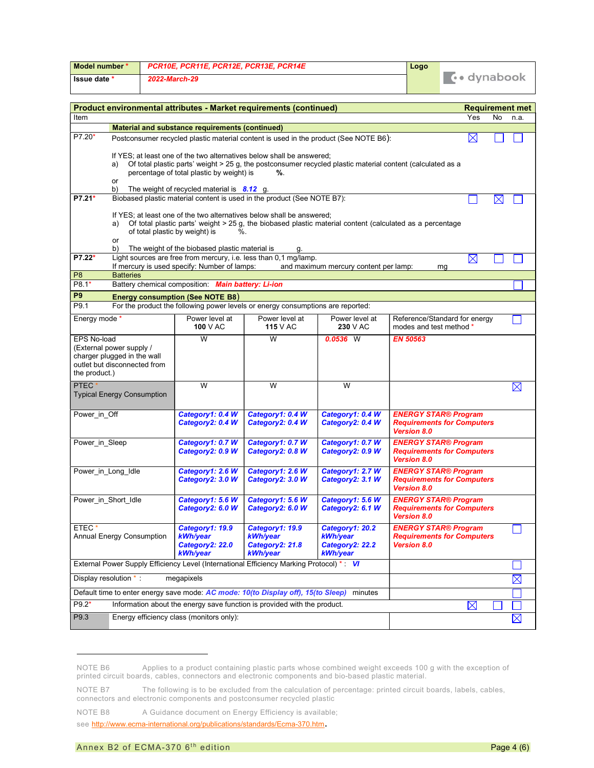| Model number * | PCR10E, PCR11E, PCR12E, PCR13E, PCR14E | Logo |
|---|---|---|
| Issue date * | 2022-March-29 | dynabook |

## Product environmental attributes - Market requirements (continued)

| Item | | Yes | No | n.a. |
|---|---|---|---|---|
| | **Material and substance requirements (continued)** | | | |
| P7.20* | Postconsumer recycled plastic material content is used in the product (See NOTE B6):<br><br>If YES; at least one of the two alternatives below shall be answered;<br>a) Of total plastic parts' weight > 25 g, the postconsumer recycled plastic material content (calculated as a percentage of total plastic by weight) is %.<br>or<br>b) The weight of recycled material is *8.12* g. | ☒ | ☐ | ☐ |
| **P7.21*** | Biobased plastic material content is used in the product (See NOTE B7):<br><br>If YES; at least one of the two alternatives below shall be answered;<br>a) Of total plastic parts' weight > 25 g, the biobased plastic material content (calculated as a percentage of total plastic by weight) is %.<br>or<br>b) The weight of the biobased plastic material is g. | ☐ | ☒ | ☐ |
| **P7.22*** | Light sources are free from mercury, i.e. less than 0,1 mg/lamp.<br>If mercury is used specify: Number of lamps: and maximum mercury content per lamp: mg | ☒ | ☐ | ☐ |
| P8 | Batteries | | | |
| P8.1* | Battery chemical composition: *Main battery: Li-ion* | | | ☐ |
| **P9** | **Energy consumption (See NOTE B8)** | | | |
| P9.1 | For the product the following power levels or energy consumptions are reported: | | | |

| Energy mode * | Power level at 100 V AC | Power level at 115 V AC | Power level at 230 V AC | Reference/Standard for energy modes and test method * | n.a. |
|---|---|---|---|---|---|
| EPS No-load (External power supply / charger plugged in the wall outlet but disconnected from the product.) | W | W | *0.0536* W | *EN 50563* | |
| PTEC * Typical Energy Consumption | W | W | W | | ☒ |
| Power_in_Off | *Category1: 0.4 W Category2: 0.4 W* | *Category1: 0.4 W Category2: 0.4 W* | *Category1: 0.4 W Category2: 0.4 W* | *ENERGY STAR® Program Requirements for Computers Version 8.0* | |
| Power_in_Sleep | *Category1: 0.7 W Category2: 0.9 W* | *Category1: 0.7 W Category2: 0.8 W* | *Category1: 0.7 W Category2: 0.9 W* | *ENERGY STAR® Program Requirements for Computers Version 8.0* | |
| Power_in_Long_Idle | *Category1: 2.6 W Category2: 3.0 W* | *Category1: 2.6 W Category2: 3.0 W* | *Category1: 2.7 W Category2: 3.1 W* | *ENERGY STAR® Program Requirements for Computers Version 8.0* | |
| Power_in_Short_Idle | *Category1: 5.6 W Category2: 6.0 W* | *Category1: 5.6 W Category2: 6.0 W* | *Category1: 5.6 W Category2: 6.1 W* | *ENERGY STAR® Program Requirements for Computers Version 8.0* | |
| ETEC * Annual Energy Consumption | *Category1: 19.9 kWh/year Category2: 22.0 kWh/year* | *Category1: 19.9 kWh/year Category2: 21.8 kWh/year* | *Category1: 20.2 kWh/year Category2: 22.2 kWh/year* | *ENERGY STAR® Program Requirements for Computers Version 8.0* | ☐ |
| External Power Supply Efficiency Level (International Efficiency Marking Protocol) * : *VI* | | | | | ☐ |
| Display resolution * : megapixels | | | | | ☒ |
| Default time to enter energy save mode: *AC mode: 10(to Display off), 15(to Sleep)* minutes | | | | | ☐ |

| Item | | Yes | No | n.a. |
|---|---|---|---|---|
| P9.2* | Information about the energy save function is provided with the product. | ☒ | ☐ | ☐ |
| P9.3 | Energy efficiency class (monitors only): | | | ☒ |

NOTE B6 Applies to a product containing plastic parts whose combined weight exceeds 100 g with the exception of printed circuit boards, cables, connectors and electronic components and bio-based plastic material.

NOTE B7 The following is to be excluded from the calculation of percentage: printed circuit boards, labels, cables, connectors and electronic components and postconsumer recycled plastic

NOTE B8 A Guidance document on Energy Efficiency is available;
see http://www.ecma-international.org/publications/standards/Ecma-370.htm.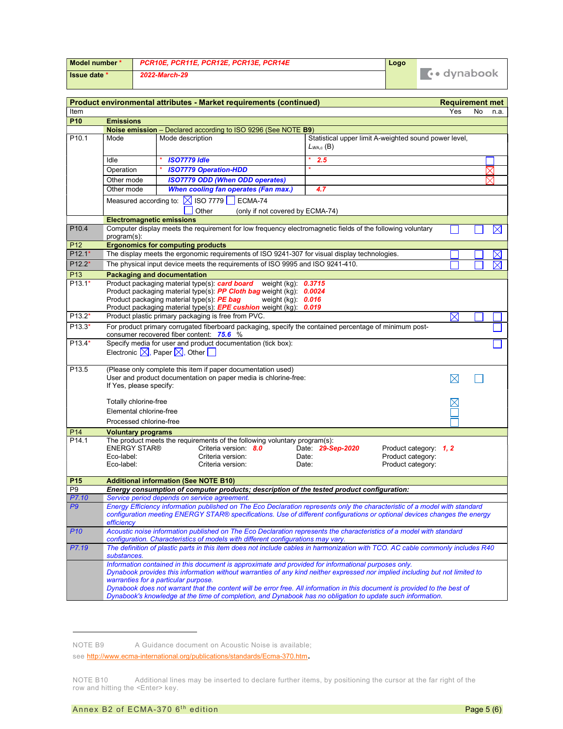| Model number * | PCR10E, PCR11E, PCR12E, PCR13E, PCR14E | Logo | dynabook |
|---|---|---|---|
| Issue date * | 2022-March-29 | | |

| Product environmental attributes - Market requirements (continued) | | | Requirement met | | |
|---|---|---|---|---|---|
| Item | | | Yes | No | n.a. |
| **P10** | **Emissions** | | | | |
| | **Noise emission** – Declared according to ISO 9296 (See NOTE **B9**) | | | | |
| P10.1 | Mode / Mode description | Statistical upper limit A-weighted sound power level, $L_{WA,c}$ (B) | | | |
| | Idle / * *ISO7779 Idle* | * *2.5* | | | ☐ |
| | Operation / * *ISO7779 Operation-HDD* | * | | | ☒ |
| | Other mode / *ISO7779 ODD (When ODD operates)* | | | | ☒ |
| | Other mode / *When cooling fan operates (Fan max.)* | *4.7* | | | |
| | Measured according to: ☒ ISO 7779 ☐ ECMA-74 ☐ Other (only if not covered by ECMA-74) | | | | |
| | **Electromagnetic emissions** | | | | |
| P10.4 | Computer display meets the requirement for low frequency electromagnetic fields of the following voluntary program(s): | | ☐ | ☐ | ☒ |
| **P12** | **Ergonomics for computing products** | | | | |
| P12.1* | The display meets the ergonomic requirements of ISO 9241-307 for visual display technologies. | | ☐ | ☐ | ☒ |
| P12.2* | The physical input device meets the requirements of ISO 9995 and ISO 9241-410. | | ☐ | ☐ | ☒ |
| **P13** | **Packaging and documentation** | | | | |
| P13.1* | Product packaging material type(s): *card board* weight (kg): *0.3715*<br>Product packaging material type(s): *PP Cloth bag* weight (kg): *0.0024*<br>Product packaging material type(s): *PE bag* weight (kg): *0.016*<br>Product packaging material type(s): *EPE cushion* weight (kg): *0.019* | | | | |
| P13.2* | Product plastic primary packaging is free from PVC. | | ☒ | ☐ | ☐ |
| P13.3* | For product primary corrugated fiberboard packaging, specify the contained percentage of minimum post-consumer recovered fiber content: *75.6* % | | | | ☐ |
| P13.4* | Specify media for user and product documentation (tick box):<br>Electronic ☒, Paper ☒, Other ☐ | | | | ☐ |
| P13.5 | (Please only complete this item if paper documentation used)<br>User and product documentation on paper media is chlorine-free:<br>If Yes, please specify: | | ☒ | ☐ | |
| | Totally chlorine-free | | ☒ | | |
| | Elemental chlorine-free | | ☐ | | |
| | Processed chlorine-free | | ☐ | | |
| **P14** | **Voluntary programs** | | | | |
| P14.1 | The product meets the requirements of the following voluntary program(s):<br>ENERGY STAR® Criteria version: *8.0* Date: *29-Sep-2020* Product category: *1, 2*<br>Eco-label: Criteria version: Date: Product category:<br>Eco-label: Criteria version: Date: Product category: | | | | |
| **P15** | **Additional information (See NOTE B10)** | | | | |
| P9 | ***Energy consumption of computer products; description of the tested product configuration:*** | | | | |
| *P7.10* | *Service period depends on service agreement.* | | | | |
| *P9* | *Energy Efficiency information published on The Eco Declaration represents only the characteristic of a model with standard configuration meeting ENERGY STAR® specifications. Use of different configurations or optional devices changes the energy efficiency* | | | | |
| *P10* | *Acoustic noise information published on The Eco Declaration represents the characteristics of a model with standard configuration. Characteristics of models with different configurations may vary.* | | | | |
| *P7.19* | *The definition of plastic parts in this item does not include cables in harmonization with TCO. AC cable commonly includes R40 substances.* | | | | |
| | *Information contained in this document is approximate and provided for informational purposes only.*<br>*Dynabook provides this information without warranties of any kind neither expressed nor implied including but not limited to warranties for a particular purpose.*<br>*Dynabook does not warrant that the content will be error free. All information in this document is provided to the best of Dynabook's knowledge at the time of completion, and Dynabook has no obligation to update such information.* | | | | |

NOTE B9 A Guidance document on Acoustic Noise is available; see http://www.ecma-international.org/publications/standards/Ecma-370.htm.

NOTE B10 Additional lines may be inserted to declare further items, by positioning the cursor at the far right of the row and hitting the <Enter> key.

Annex B2 of ECMA-370 6th edition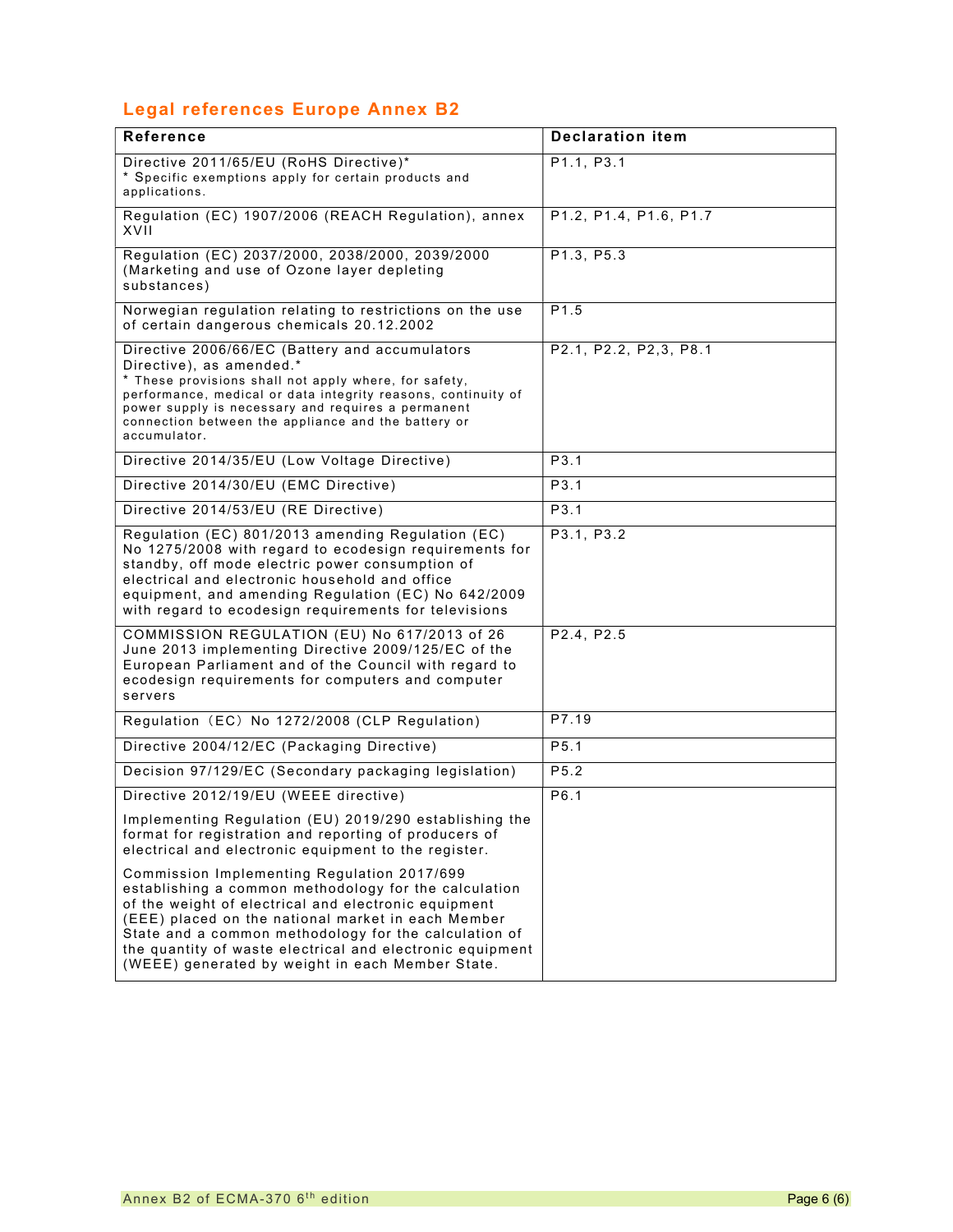## Legal references Europe Annex B2

| Reference | Declaration item |
| --- | --- |
| Directive 2011/65/EU (RoHS Directive)* <br> * Specific exemptions apply for certain products and applications. | P1.1, P3.1 |
| Regulation (EC) 1907/2006 (REACH Regulation), annex XVII | P1.2, P1.4, P1.6, P1.7 |
| Regulation (EC) 2037/2000, 2038/2000, 2039/2000 (Marketing and use of Ozone layer depleting substances) | P1.3, P5.3 |
| Norwegian regulation relating to restrictions on the use of certain dangerous chemicals 20.12.2002 | P1.5 |
| Directive 2006/66/EC (Battery and accumulators Directive), as amended.* <br> * These provisions shall not apply where, for safety, performance, medical or data integrity reasons, continuity of power supply is necessary and requires a permanent connection between the appliance and the battery or accumulator. | P2.1, P2.2, P2,3, P8.1 |
| Directive 2014/35/EU (Low Voltage Directive) | P3.1 |
| Directive 2014/30/EU (EMC Directive) | P3.1 |
| Directive 2014/53/EU (RE Directive) | P3.1 |
| Regulation (EC) 801/2013 amending Regulation (EC) No 1275/2008 with regard to ecodesign requirements for standby, off mode electric power consumption of electrical and electronic household and office equipment, and amending Regulation (EC) No 642/2009 with regard to ecodesign requirements for televisions | P3.1, P3.2 |
| COMMISSION REGULATION (EU) No 617/2013 of 26 June 2013 implementing Directive 2009/125/EC of the European Parliament and of the Council with regard to ecodesign requirements for computers and computer servers | P2.4, P2.5 |
| Regulation（EC）No 1272/2008 (CLP Regulation) | P7.19 |
| Directive 2004/12/EC (Packaging Directive) | P5.1 |
| Decision 97/129/EC (Secondary packaging legislation) | P5.2 |
| Directive 2012/19/EU (WEEE directive) <br><br> Implementing Regulation (EU) 2019/290 establishing the format for registration and reporting of producers of electrical and electronic equipment to the register. <br><br> Commission Implementing Regulation 2017/699 establishing a common methodology for the calculation of the weight of electrical and electronic equipment (EEE) placed on the national market in each Member State and a common methodology for the calculation of the quantity of waste electrical and electronic equipment (WEEE) generated by weight in each Member State. | P6.1 |